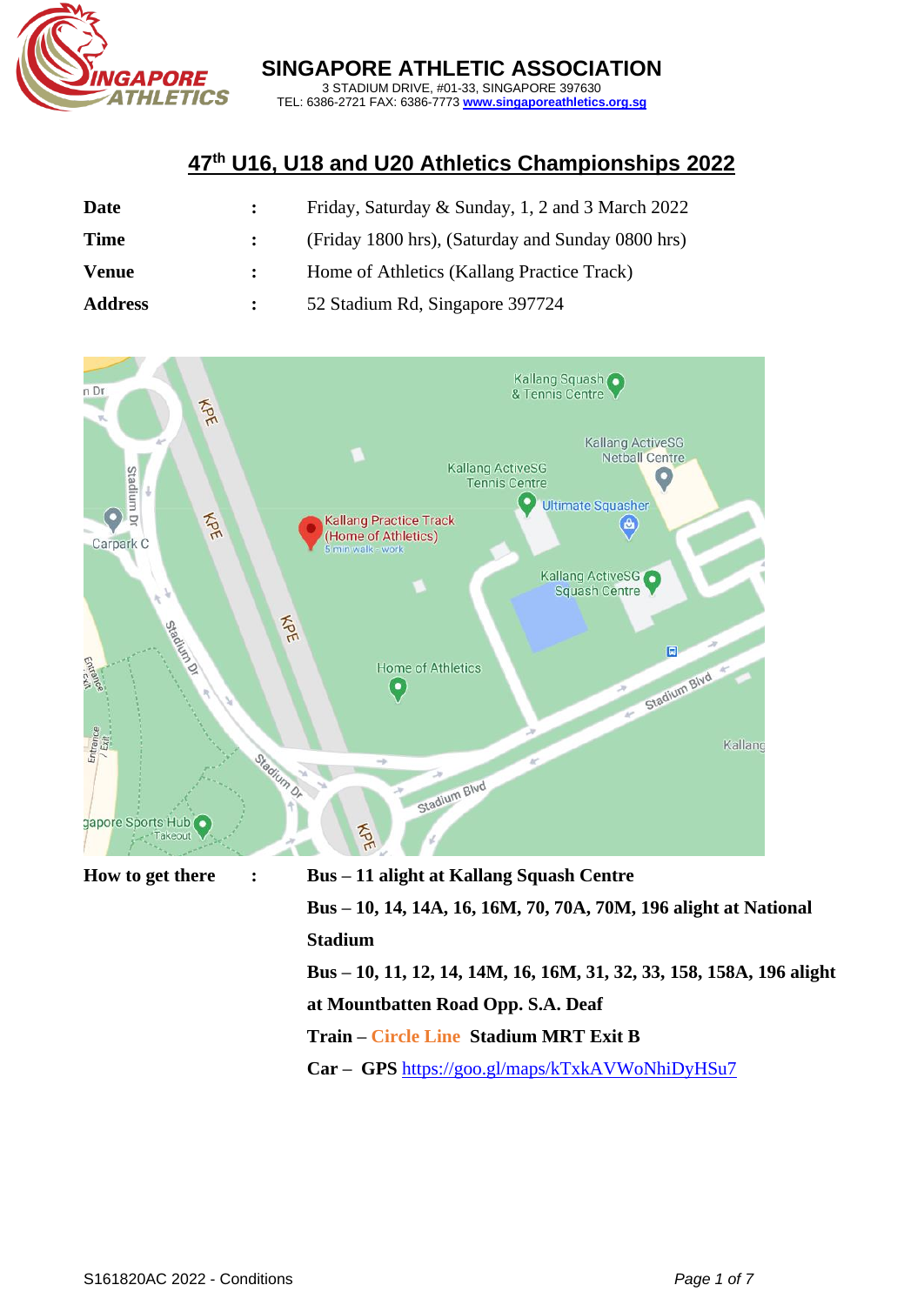**SINGAPORE ATHLETIC ASSOCIATION**
3 STADIUM DRIVE, #01-33, SINGAPORE 397630
TEL: 6386-2721 FAX: 6386-7773 www.singaporeathletics.org.sg

# 47th U16, U18 and U20 Athletics Championships 2022

| | | |
|---|---|---|
| **Date** | : | Friday, Saturday & Sunday, 1, 2 and 3 March 2022 |
| **Time** | : | (Friday 1800 hrs), (Saturday and Sunday 0800 hrs) |
| **Venue** | : | Home of Athletics (Kallang Practice Track) |
| **Address** | : | 52 Stadium Rd, Singapore 397724 |

**How to get there** :

**Bus – 11 alight at Kallang Squash Centre**

**Bus – 10, 14, 14A, 16, 16M, 70, 70A, 70M, 196 alight at National Stadium**

**Bus – 10, 11, 12, 14, 14M, 16, 16M, 31, 32, 33, 158, 158A, 196 alight at Mountbatten Road Opp. S.A. Deaf**

**Train – Circle Line Stadium MRT Exit B**

**Car – GPS** https://goo.gl/maps/kTxkAVWoNhiDyHSu7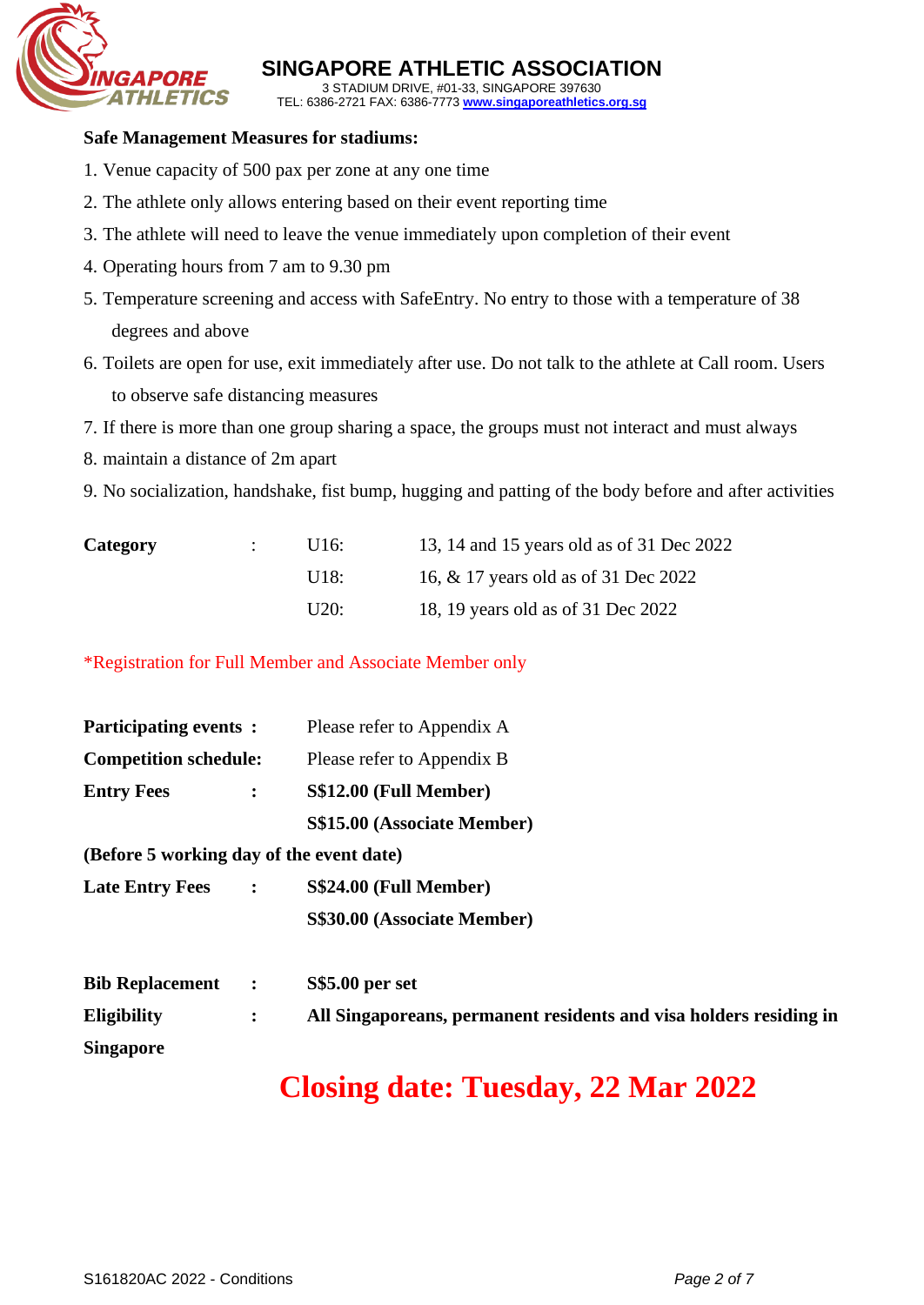**Safe Management Measures for stadiums:**

1. Venue capacity of 500 pax per zone at any one time
2. The athlete only allows entering based on their event reporting time
3. The athlete will need to leave the venue immediately upon completion of their event
4. Operating hours from 7 am to 9.30 pm
5. Temperature screening and access with SafeEntry. No entry to those with a temperature of 38 degrees and above
6. Toilets are open for use, exit immediately after use. Do not talk to the athlete at Call room. Users to observe safe distancing measures
7. If there is more than one group sharing a space, the groups must not interact and must always
8. maintain a distance of 2m apart
9. No socialization, handshake, fist bump, hugging and patting of the body before and after activities

| **Category** | : | U16: | 13, 14 and 15 years old as of 31 Dec 2022 |
|---|---|---|---|
| | | U18: | 16, & 17 years old as of 31 Dec 2022 |
| | | U20: | 18, 19 years old as of 31 Dec 2022 |

*Registration for Full Member and Associate Member only

**Participating events :** Please refer to Appendix A

**Competition schedule:** Please refer to Appendix B

**Entry Fees :** **S$12.00 (Full Member)**
**S$15.00 (Associate Member)**

**(Before 5 working day of the event date)**

**Late Entry Fees :** **S$24.00 (Full Member)**
**S$30.00 (Associate Member)**

**Bib Replacement :** **S$5.00 per set**

**Eligibility :** **All Singaporeans, permanent residents and visa holders residing in Singapore**

# Closing date: Tuesday, 22 Mar 2022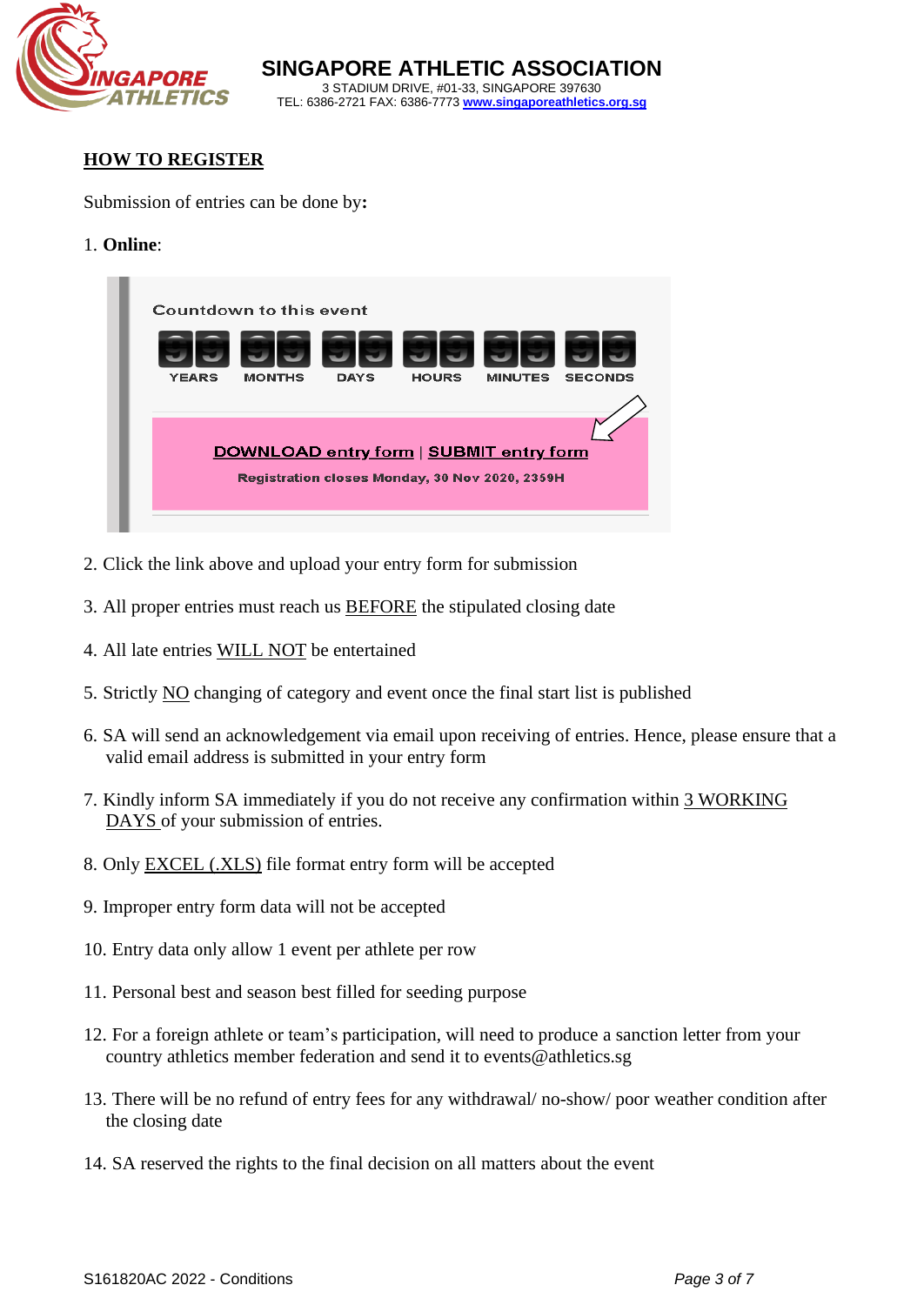**SINGAPORE ATHLETIC ASSOCIATION**
3 STADIUM DRIVE, #01-33, SINGAPORE 397630
TEL: 6386-2721 FAX: 6386-7773 www.singaporeathletics.org.sg

## HOW TO REGISTER

Submission of entries can be done by**:**

1. **Online**:

Countdown to this event

| 99 | 99 | 99 | 99 | 99 | 99 |
|---|---|---|---|---|---|
| YEARS | MONTHS | DAYS | HOURS | MINUTES | SECONDS |

**DOWNLOAD entry form | SUBMIT entry form**

**Registration closes Monday, 30 Nov 2020, 2359H**

2. Click the link above and upload your entry form for submission
3. All proper entries must reach us BEFORE the stipulated closing date
4. All late entries WILL NOT be entertained
5. Strictly NO changing of category and event once the final start list is published
6. SA will send an acknowledgement via email upon receiving of entries. Hence, please ensure that a valid email address is submitted in your entry form
7. Kindly inform SA immediately if you do not receive any confirmation within 3 WORKING DAYS of your submission of entries.
8. Only EXCEL (.XLS) file format entry form will be accepted
9. Improper entry form data will not be accepted
10. Entry data only allow 1 event per athlete per row
11. Personal best and season best filled for seeding purpose
12. For a foreign athlete or team's participation, will need to produce a sanction letter from your country athletics member federation and send it to events@athletics.sg
13. There will be no refund of entry fees for any withdrawal/ no-show/ poor weather condition after the closing date
14. SA reserved the rights to the final decision on all matters about the event

S161820AC 2022 - Conditions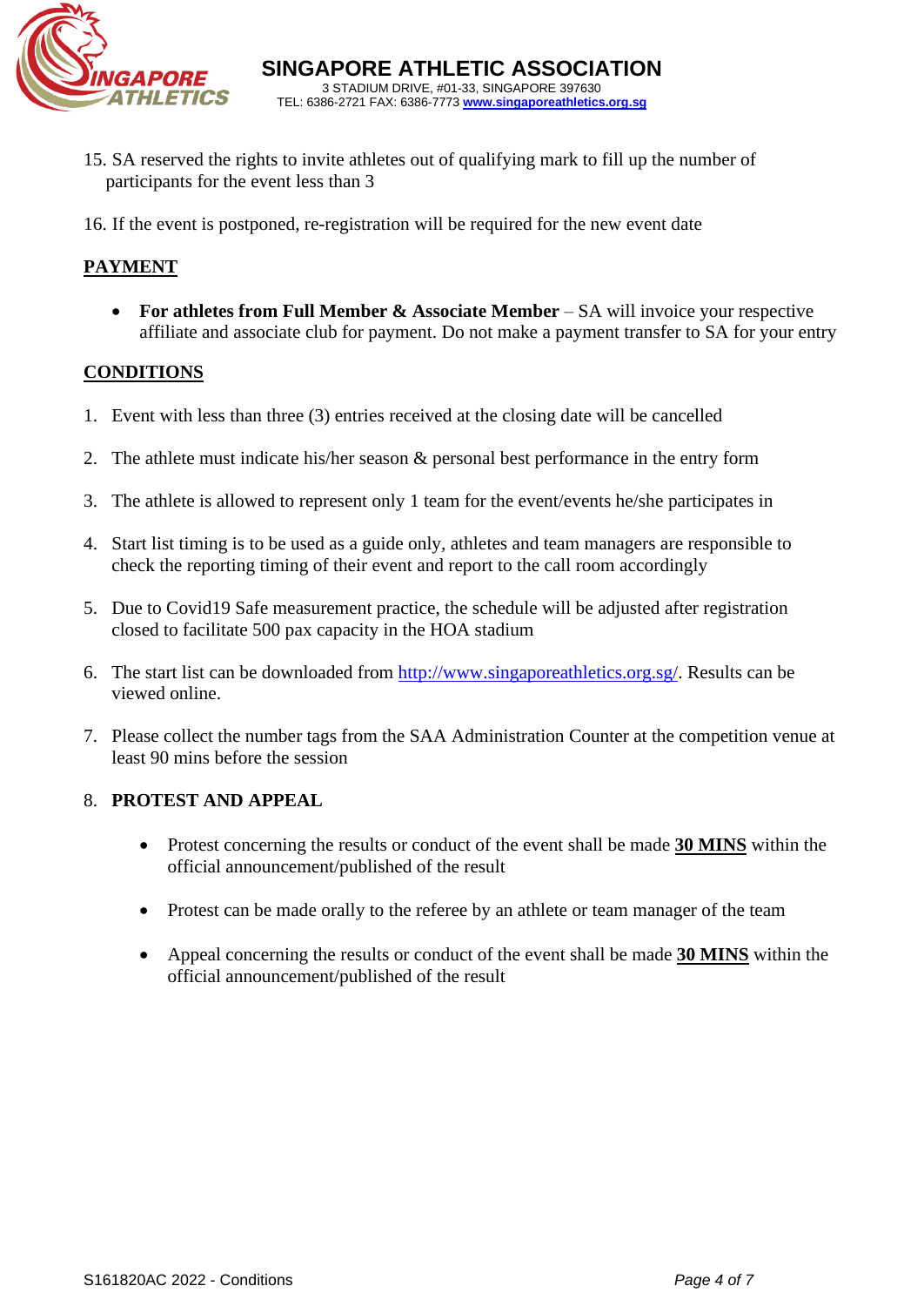15. SA reserved the rights to invite athletes out of qualifying mark to fill up the number of participants for the event less than 3

16. If the event is postponed, re-registration will be required for the new event date

## PAYMENT

- **For athletes from Full Member & Associate Member** – SA will invoice your respective affiliate and associate club for payment. Do not make a payment transfer to SA for your entry

## CONDITIONS

1. Event with less than three (3) entries received at the closing date will be cancelled

2. The athlete must indicate his/her season & personal best performance in the entry form

3. The athlete is allowed to represent only 1 team for the event/events he/she participates in

4. Start list timing is to be used as a guide only, athletes and team managers are responsible to check the reporting timing of their event and report to the call room accordingly

5. Due to Covid19 Safe measurement practice, the schedule will be adjusted after registration closed to facilitate 500 pax capacity in the HOA stadium

6. The start list can be downloaded from http://www.singaporeathletics.org.sg/. Results can be viewed online.

7. Please collect the number tags from the SAA Administration Counter at the competition venue at least 90 mins before the session

8. **PROTEST AND APPEAL**

   - Protest concerning the results or conduct of the event shall be made **30 MINS** within the official announcement/published of the result

   - Protest can be made orally to the referee by an athlete or team manager of the team

   - Appeal concerning the results or conduct of the event shall be made **30 MINS** within the official announcement/published of the result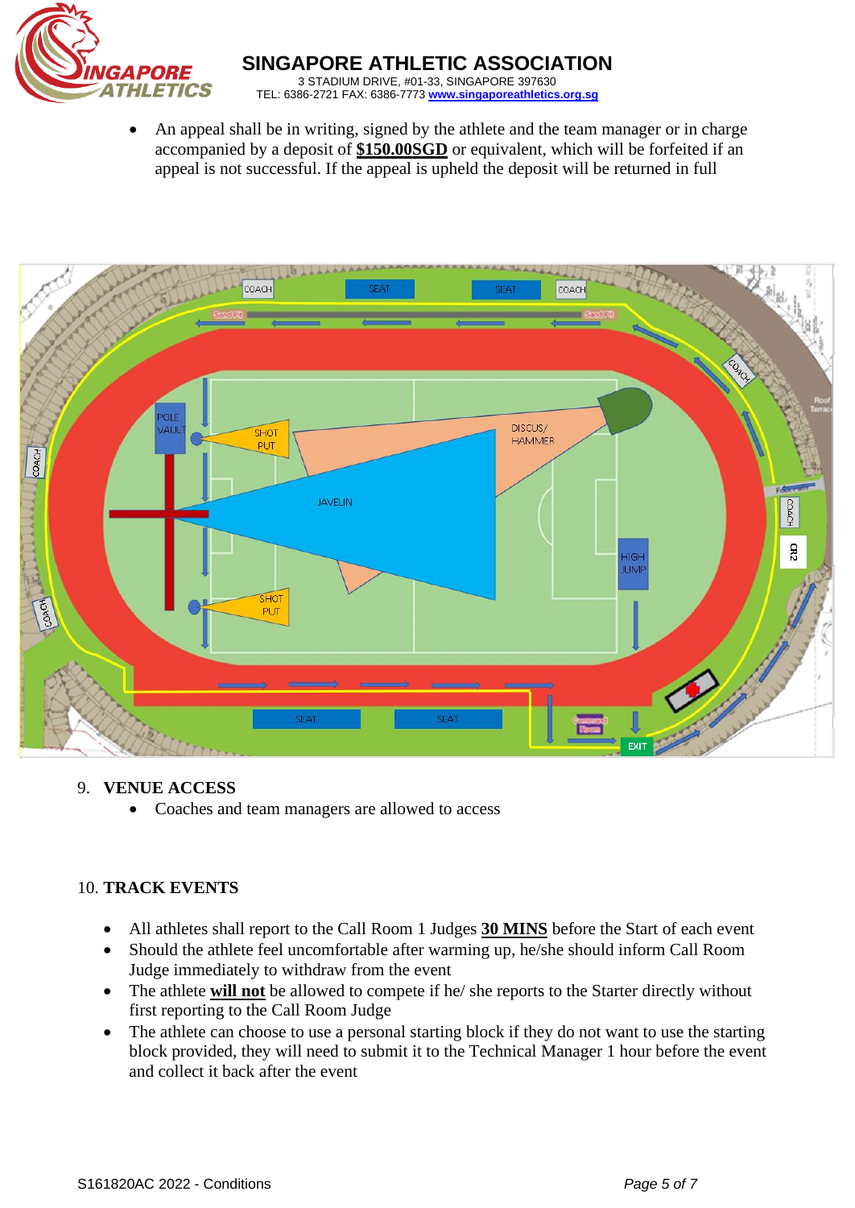- An appeal shall be in writing, signed by the athlete and the team manager or in charge accompanied by a deposit of **$150.00SGD** or equivalent, which will be forfeited if an appeal is not successful. If the appeal is upheld the deposit will be returned in full

9. **VENUE ACCESS**
   - Coaches and team managers are allowed to access

10. **TRACK EVENTS**
   - All athletes shall report to the Call Room 1 Judges **30 MINS** before the Start of each event
   - Should the athlete feel uncomfortable after warming up, he/she should inform Call Room Judge immediately to withdraw from the event
   - The athlete **will not** be allowed to compete if he/ she reports to the Starter directly without first reporting to the Call Room Judge
   - The athlete can choose to use a personal starting block if they do not want to use the starting block provided, they will need to submit it to the Technical Manager 1 hour before the event and collect it back after the event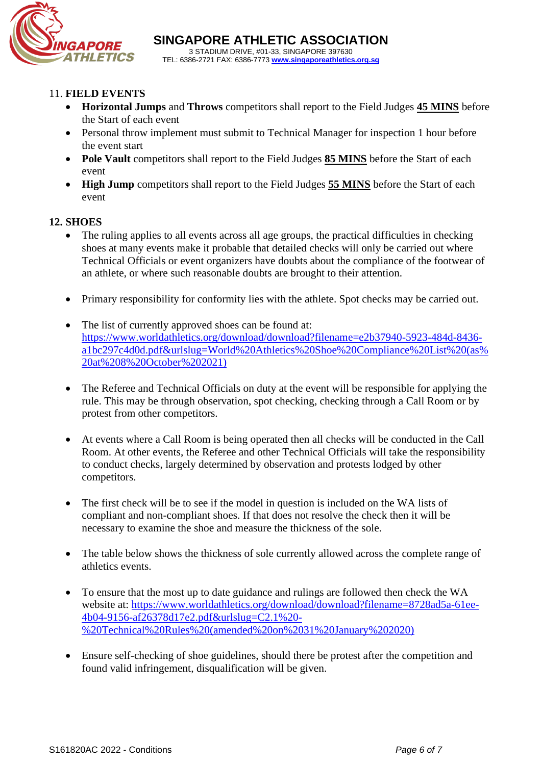11. **FIELD EVENTS**

- **Horizontal Jumps** and **Throws** competitors shall report to the Field Judges **45 MINS** before the Start of each event
- Personal throw implement must submit to Technical Manager for inspection 1 hour before the event start
- **Pole Vault** competitors shall report to the Field Judges **85 MINS** before the Start of each event
- **High Jump** competitors shall report to the Field Judges **55 MINS** before the Start of each event

**12. SHOES**

- The ruling applies to all events across all age groups, the practical difficulties in checking shoes at many events make it probable that detailed checks will only be carried out where Technical Officials or event organizers have doubts about the compliance of the footwear of an athlete, or where such reasonable doubts are brought to their attention.

- Primary responsibility for conformity lies with the athlete. Spot checks may be carried out.

- The list of currently approved shoes can be found at: https://www.worldathletics.org/download/download?filename=e2b37940-5923-484d-8436-a1bc297c4d0d.pdf&urlslug=World%20Athletics%20Shoe%20Compliance%20List%20(as%20at%208%20October%202021)

- The Referee and Technical Officials on duty at the event will be responsible for applying the rule. This may be through observation, spot checking, checking through a Call Room or by protest from other competitors.

- At events where a Call Room is being operated then all checks will be conducted in the Call Room. At other events, the Referee and other Technical Officials will take the responsibility to conduct checks, largely determined by observation and protests lodged by other competitors.

- The first check will be to see if the model in question is included on the WA lists of compliant and non-compliant shoes. If that does not resolve the check then it will be necessary to examine the shoe and measure the thickness of the sole.

- The table below shows the thickness of sole currently allowed across the complete range of athletics events.

- To ensure that the most up to date guidance and rulings are followed then check the WA website at: https://www.worldathletics.org/download/download?filename=8728ad5a-61ee-4b04-9156-af26378d17e2.pdf&urlslug=C2.1%20-%20Technical%20Rules%20(amended%20on%2031%20January%202020)

- Ensure self-checking of shoe guidelines, should there be protest after the competition and found valid infringement, disqualification will be given.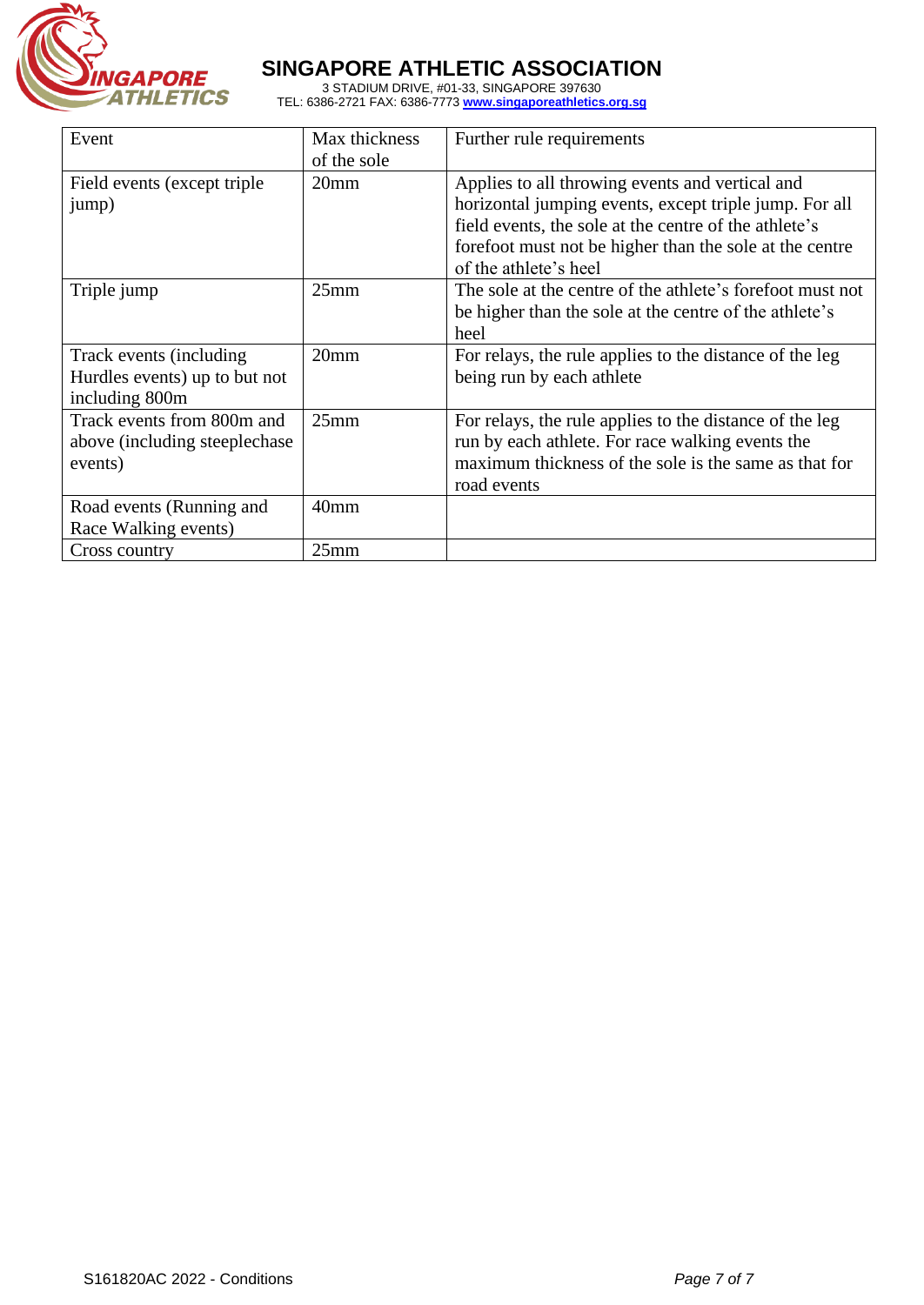# SINGAPORE ATHLETIC ASSOCIATION

3 STADIUM DRIVE, #01-33, SINGAPORE 397630
TEL: 6386-2721 FAX: 6386-7773 www.singaporeathletics.org.sg

| Event | Max thickness of the sole | Further rule requirements |
|---|---|---|
| Field events (except triple jump) | 20mm | Applies to all throwing events and vertical and horizontal jumping events, except triple jump. For all field events, the sole at the centre of the athlete's forefoot must not be higher than the sole at the centre of the athlete's heel |
| Triple jump | 25mm | The sole at the centre of the athlete's forefoot must not be higher than the sole at the centre of the athlete's heel |
| Track events (including Hurdles events) up to but not including 800m | 20mm | For relays, the rule applies to the distance of the leg being run by each athlete |
| Track events from 800m and above (including steeplechase events) | 25mm | For relays, the rule applies to the distance of the leg run by each athlete. For race walking events the maximum thickness of the sole is the same as that for road events |
| Road events (Running and Race Walking events) | 40mm | |
| Cross country | 25mm | |